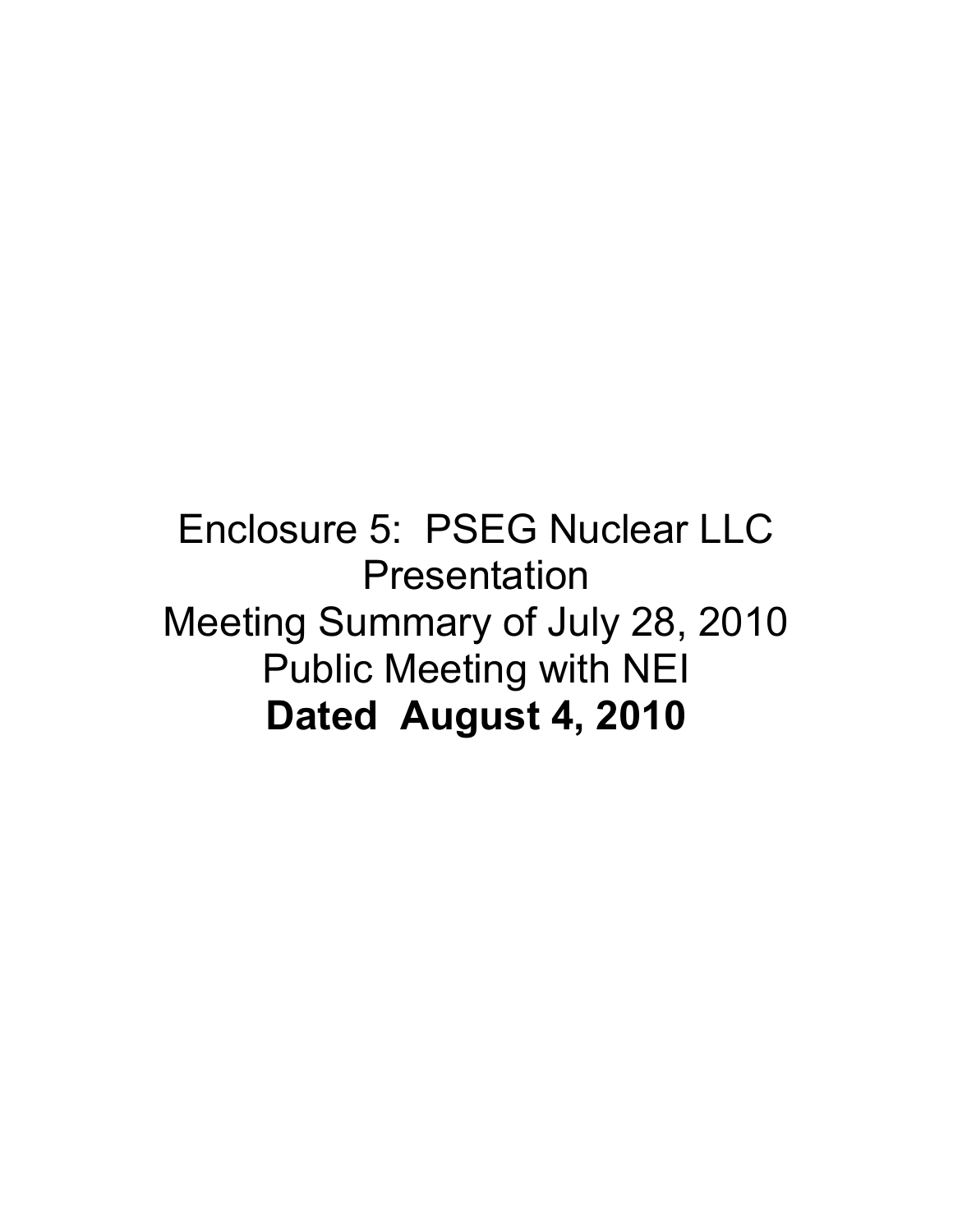Enclosure 5: PSEG Nuclear LLC Presentation

Meeting Summary of July 28, 2010 Public Meeting with NEI

**Dated August 4, 2010**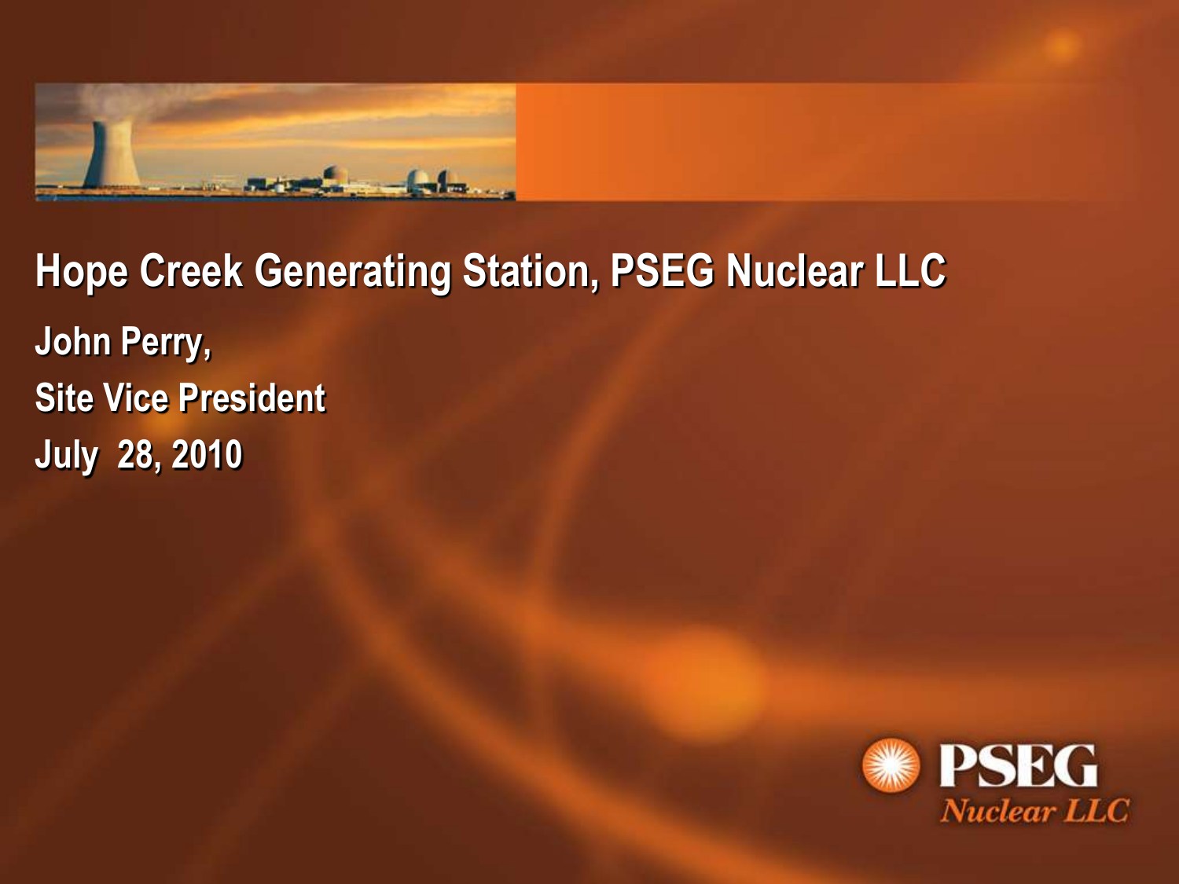# Hope Creek Generating Station, PSEG Nuclear LLC

**John Perry,**

**Site Vice President**

**July 28, 2010**

PSEG Nuclear LLC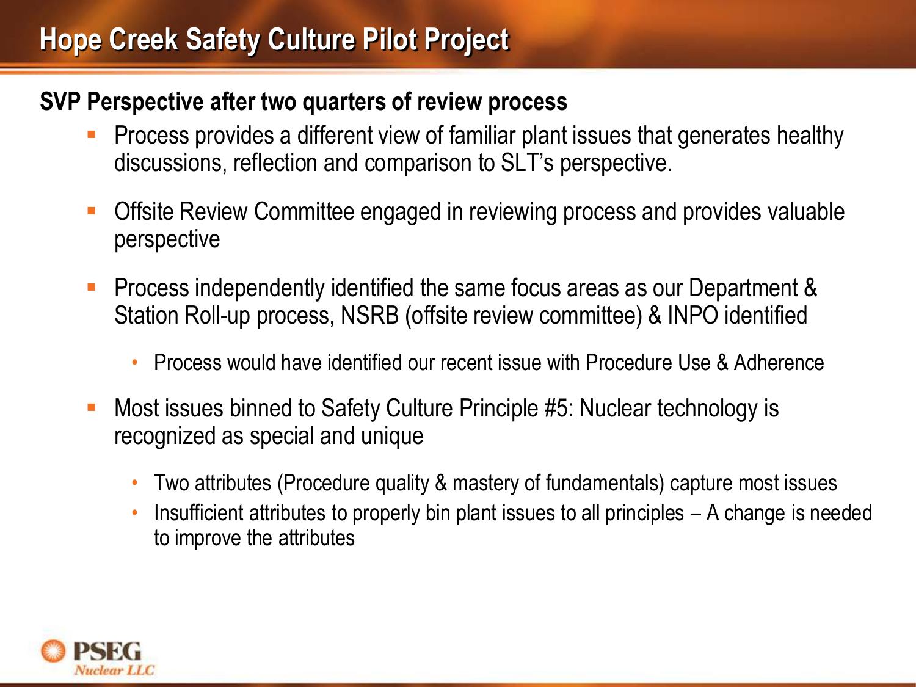# Hope Creek Safety Culture Pilot Project

**SVP Perspective after two quarters of review process**

- Process provides a different view of familiar plant issues that generates healthy discussions, reflection and comparison to SLT's perspective.
- Offsite Review Committee engaged in reviewing process and provides valuable perspective
- Process independently identified the same focus areas as our Department & Station Roll-up process, NSRB (offsite review committee) & INPO identified
  - Process would have identified our recent issue with Procedure Use & Adherence
- Most issues binned to Safety Culture Principle #5: Nuclear technology is recognized as special and unique
  - Two attributes (Procedure quality & mastery of fundamentals) capture most issues
  - Insufficient attributes to properly bin plant issues to all principles – A change is needed to improve the attributes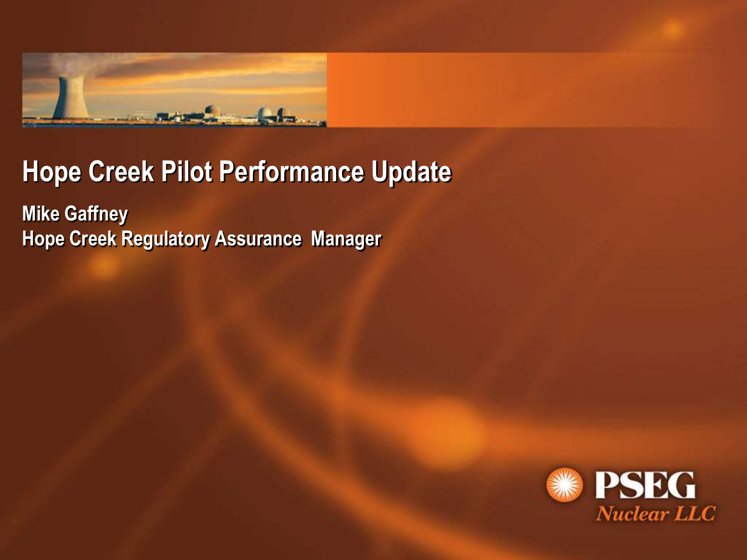# Hope Creek Pilot Performance Update

**Mike Gaffney**
**Hope Creek Regulatory Assurance Manager**

PSEG
*Nuclear LLC*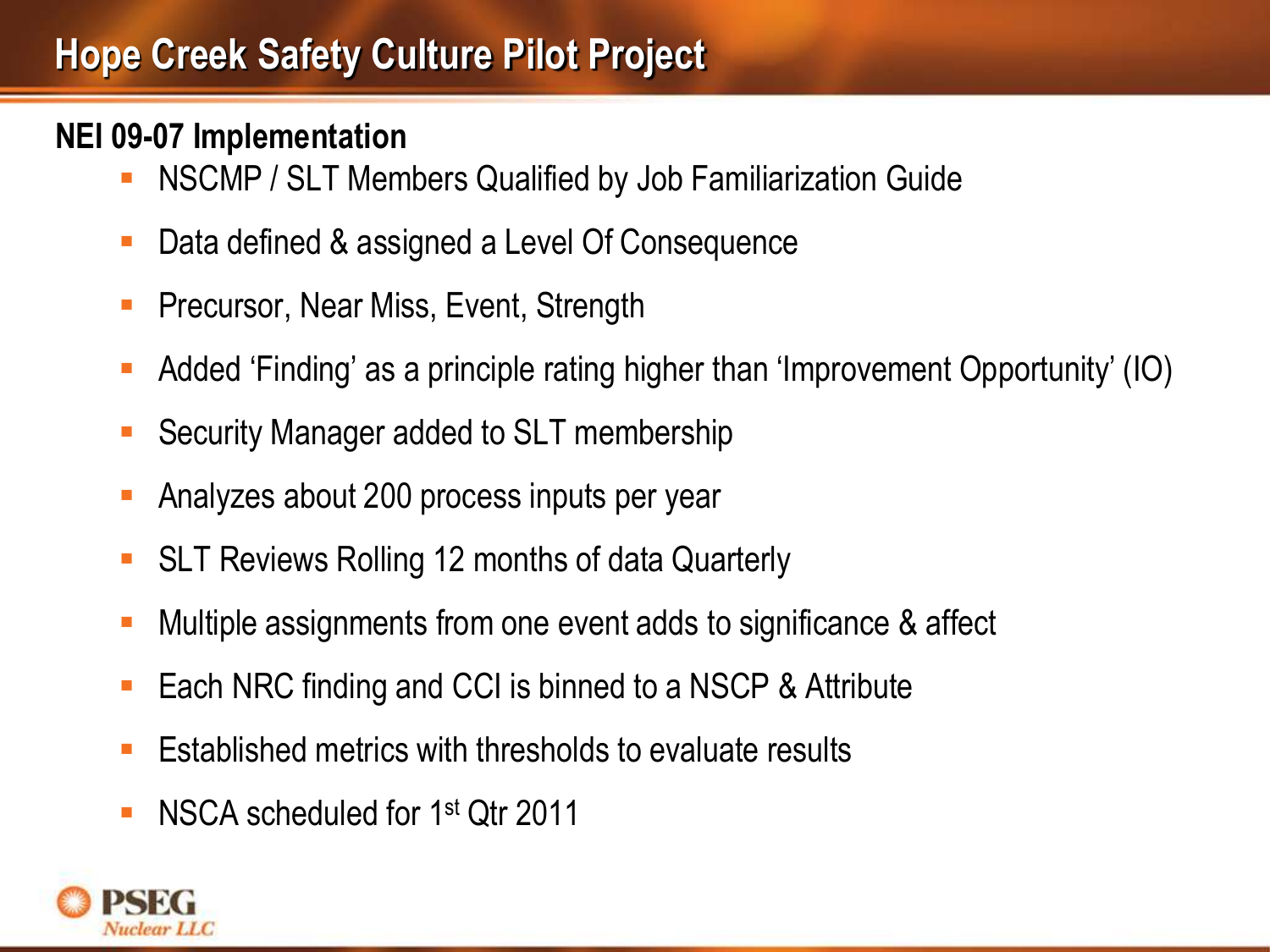# Hope Creek Safety Culture Pilot Project

## NEI 09-07 Implementation

- NSCMP / SLT Members Qualified by Job Familiarization Guide
- Data defined & assigned a Level Of Consequence
- Precursor, Near Miss, Event, Strength
- Added 'Finding' as a principle rating higher than 'Improvement Opportunity' (IO)
- Security Manager added to SLT membership
- Analyzes about 200 process inputs per year
- SLT Reviews Rolling 12 months of data Quarterly
- Multiple assignments from one event adds to significance & affect
- Each NRC finding and CCI is binned to a NSCP & Attribute
- Established metrics with thresholds to evaluate results
- NSCA scheduled for 1st Qtr 2011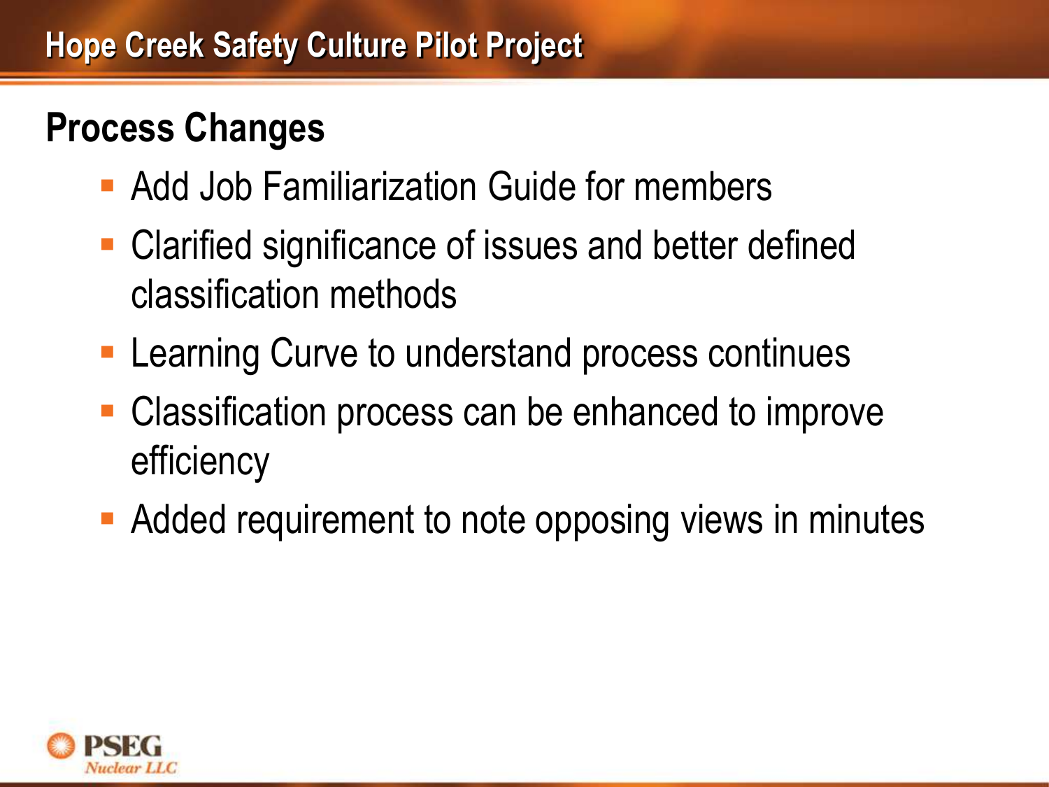# Hope Creek Safety Culture Pilot Project

## Process Changes

- Add Job Familiarization Guide for members
- Clarified significance of issues and better defined classification methods
- Learning Curve to understand process continues
- Classification process can be enhanced to improve efficiency
- Added requirement to note opposing views in minutes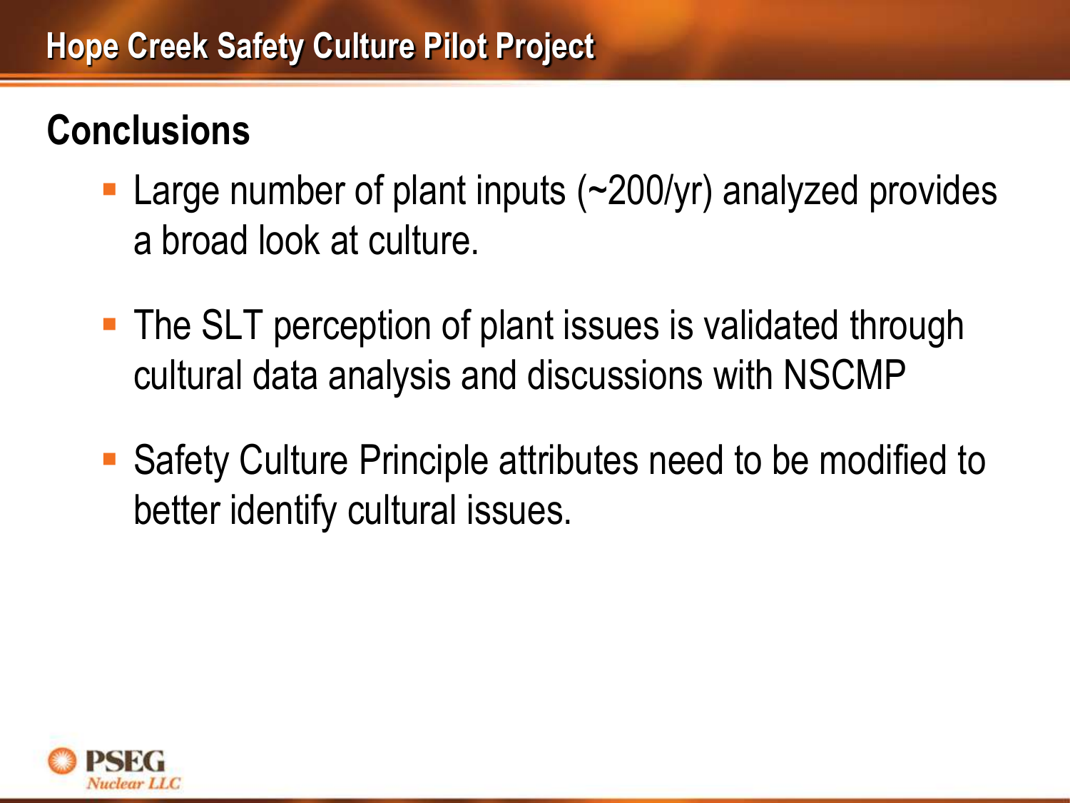# Hope Creek Safety Culture Pilot Project

## Conclusions

- Large number of plant inputs (~200/yr) analyzed provides a broad look at culture.
- The SLT perception of plant issues is validated through cultural data analysis and discussions with NSCMP
- Safety Culture Principle attributes need to be modified to better identify cultural issues.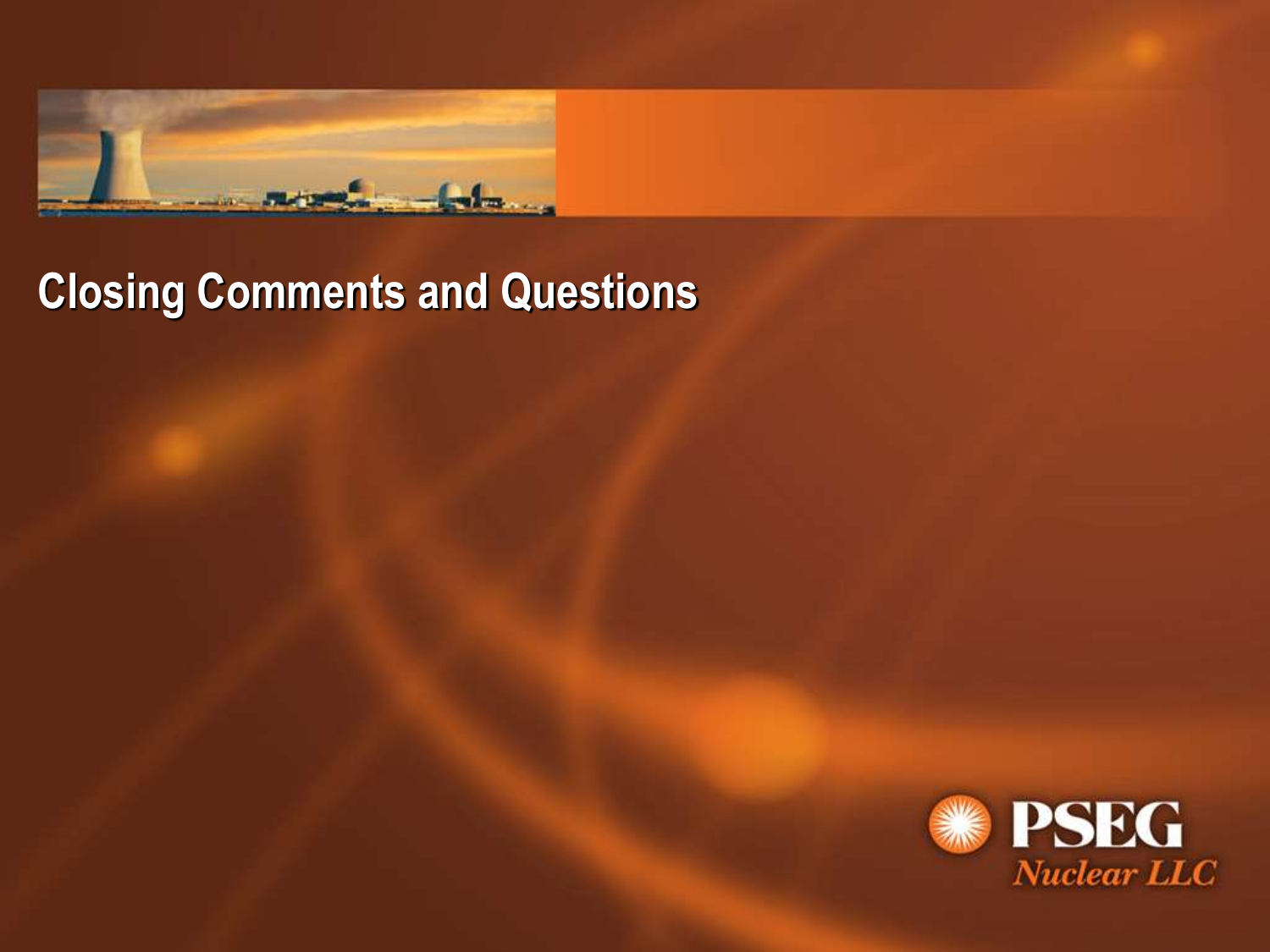# Closing Comments and Questions

PSEG

*Nuclear LLC*